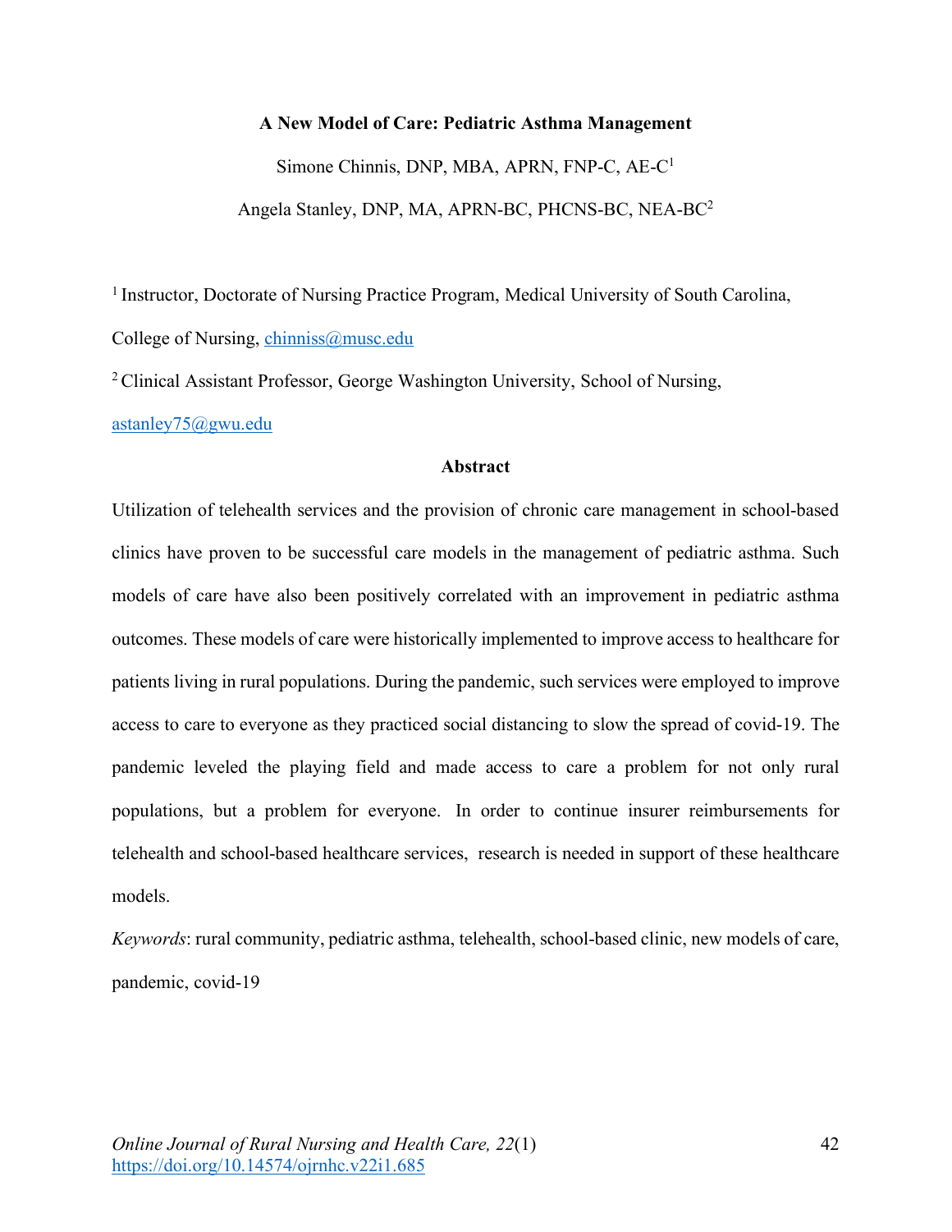# A New Model of Care: Pediatric Asthma Management

Simone Chinnis, DNP, MBA, APRN, FNP-C, AE-C[1]

Angela Stanley, DNP, MA, APRN-BC, PHCNS-BC, NEA-BC[2]

[1] Instructor, Doctorate of Nursing Practice Program, Medical University of South Carolina, College of Nursing, chinniss@musc.edu

[2] Clinical Assistant Professor, George Washington University, School of Nursing, astanley75@gwu.edu

## Abstract

Utilization of telehealth services and the provision of chronic care management in school-based clinics have proven to be successful care models in the management of pediatric asthma. Such models of care have also been positively correlated with an improvement in pediatric asthma outcomes. These models of care were historically implemented to improve access to healthcare for patients living in rural populations. During the pandemic, such services were employed to improve access to care to everyone as they practiced social distancing to slow the spread of covid-19. The pandemic leveled the playing field and made access to care a problem for not only rural populations, but a problem for everyone. In order to continue insurer reimbursements for telehealth and school-based healthcare services, research is needed in support of these healthcare models.

*Keywords*: rural community, pediatric asthma, telehealth, school-based clinic, new models of care, pandemic, covid-19

*Online Journal of Rural Nursing and Health Care, 22*(1)
https://doi.org/10.14574/ojrnhc.v22i1.685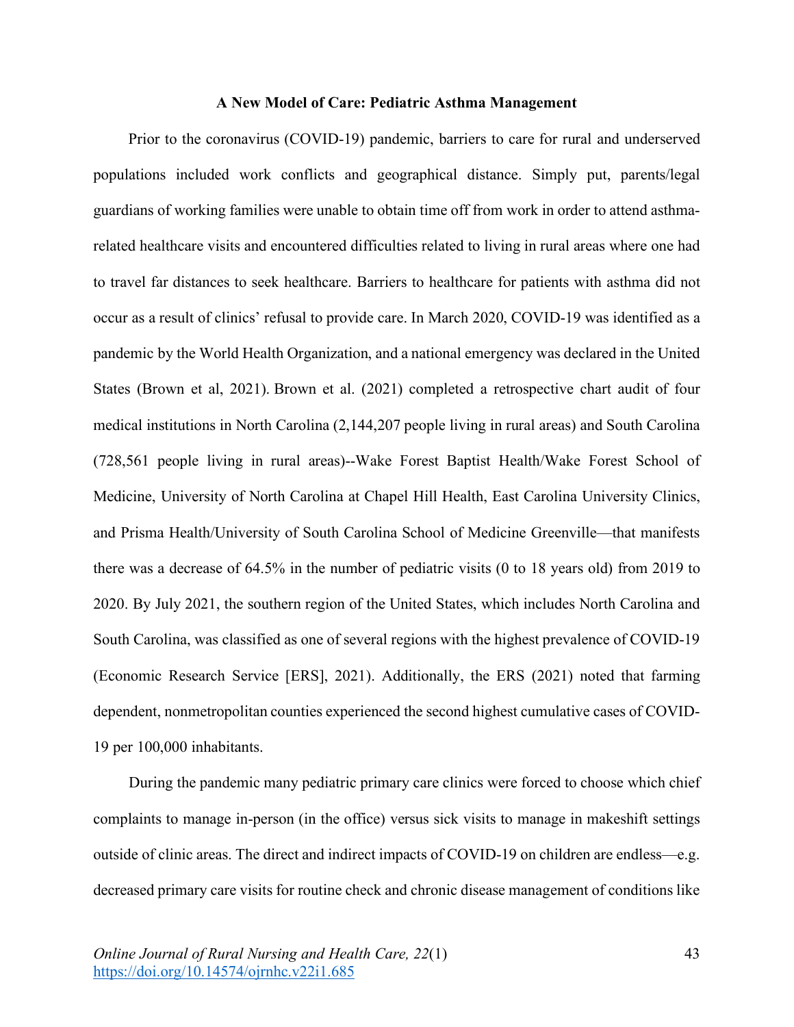## A New Model of Care: Pediatric Asthma Management

Prior to the coronavirus (COVID-19) pandemic, barriers to care for rural and underserved populations included work conflicts and geographical distance. Simply put, parents/legal guardians of working families were unable to obtain time off from work in order to attend asthma-related healthcare visits and encountered difficulties related to living in rural areas where one had to travel far distances to seek healthcare. Barriers to healthcare for patients with asthma did not occur as a result of clinics' refusal to provide care. In March 2020, COVID-19 was identified as a pandemic by the World Health Organization, and a national emergency was declared in the United States (Brown et al, 2021). Brown et al. (2021) completed a retrospective chart audit of four medical institutions in North Carolina (2,144,207 people living in rural areas) and South Carolina (728,561 people living in rural areas)--Wake Forest Baptist Health/Wake Forest School of Medicine, University of North Carolina at Chapel Hill Health, East Carolina University Clinics, and Prisma Health/University of South Carolina School of Medicine Greenville—that manifests there was a decrease of 64.5% in the number of pediatric visits (0 to 18 years old) from 2019 to 2020. By July 2021, the southern region of the United States, which includes North Carolina and South Carolina, was classified as one of several regions with the highest prevalence of COVID-19 (Economic Research Service [ERS], 2021). Additionally, the ERS (2021) noted that farming dependent, nonmetropolitan counties experienced the second highest cumulative cases of COVID-19 per 100,000 inhabitants.

During the pandemic many pediatric primary care clinics were forced to choose which chief complaints to manage in-person (in the office) versus sick visits to manage in makeshift settings outside of clinic areas. The direct and indirect impacts of COVID-19 on children are endless—e.g. decreased primary care visits for routine check and chronic disease management of conditions like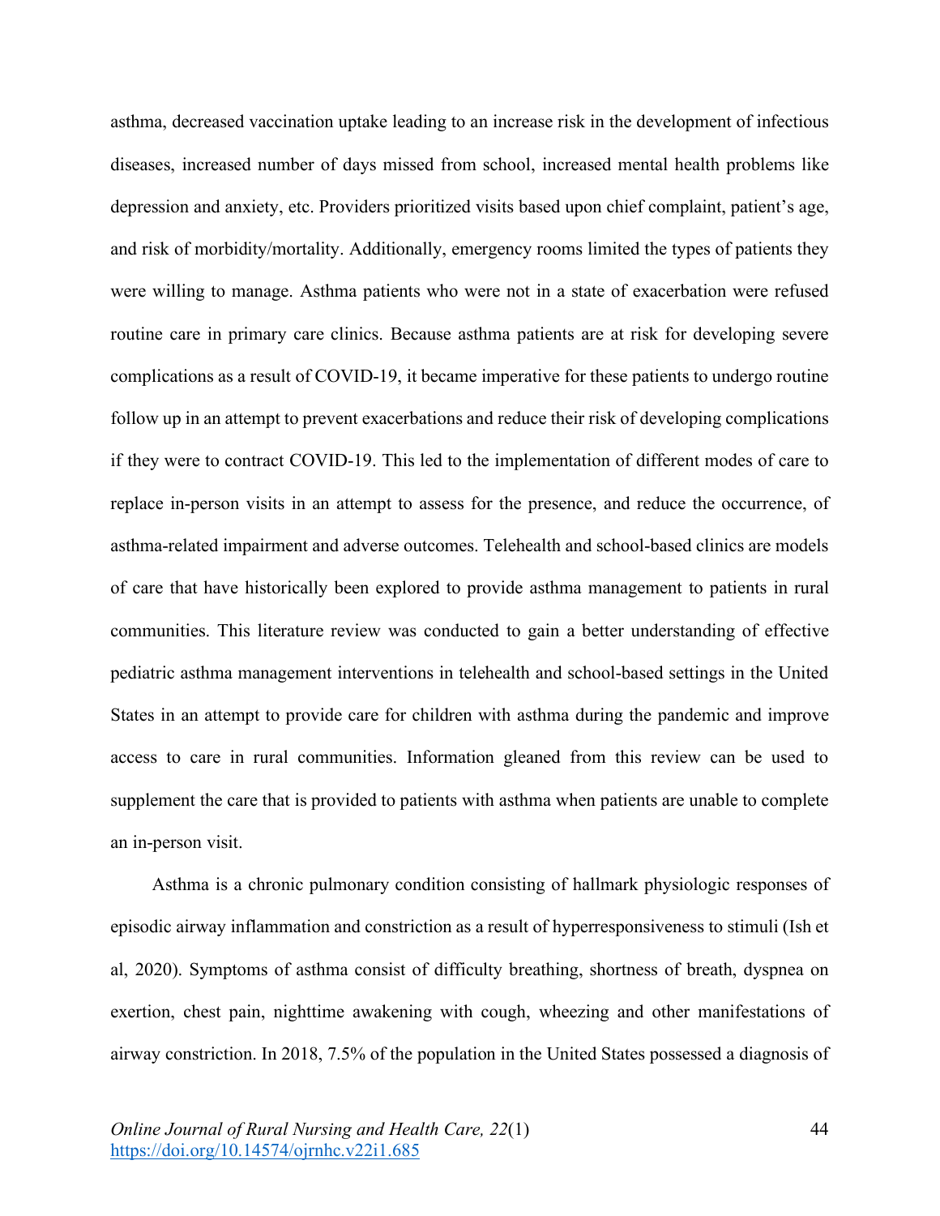asthma, decreased vaccination uptake leading to an increase risk in the development of infectious diseases, increased number of days missed from school, increased mental health problems like depression and anxiety, etc. Providers prioritized visits based upon chief complaint, patient's age, and risk of morbidity/mortality. Additionally, emergency rooms limited the types of patients they were willing to manage. Asthma patients who were not in a state of exacerbation were refused routine care in primary care clinics. Because asthma patients are at risk for developing severe complications as a result of COVID-19, it became imperative for these patients to undergo routine follow up in an attempt to prevent exacerbations and reduce their risk of developing complications if they were to contract COVID-19. This led to the implementation of different modes of care to replace in-person visits in an attempt to assess for the presence, and reduce the occurrence, of asthma-related impairment and adverse outcomes. Telehealth and school-based clinics are models of care that have historically been explored to provide asthma management to patients in rural communities. This literature review was conducted to gain a better understanding of effective pediatric asthma management interventions in telehealth and school-based settings in the United States in an attempt to provide care for children with asthma during the pandemic and improve access to care in rural communities. Information gleaned from this review can be used to supplement the care that is provided to patients with asthma when patients are unable to complete an in-person visit.

Asthma is a chronic pulmonary condition consisting of hallmark physiologic responses of episodic airway inflammation and constriction as a result of hyperresponsiveness to stimuli (Ish et al, 2020). Symptoms of asthma consist of difficulty breathing, shortness of breath, dyspnea on exertion, chest pain, nighttime awakening with cough, wheezing and other manifestations of airway constriction. In 2018, 7.5% of the population in the United States possessed a diagnosis of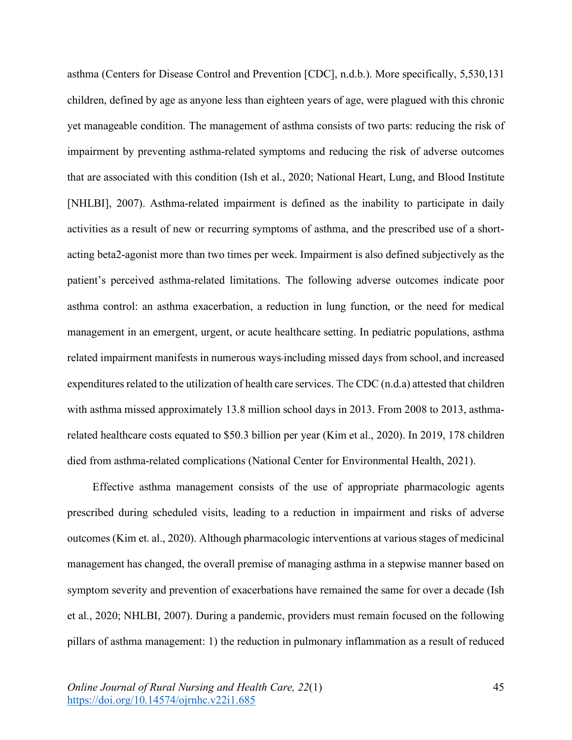asthma (Centers for Disease Control and Prevention [CDC], n.d.b.). More specifically, 5,530,131 children, defined by age as anyone less than eighteen years of age, were plagued with this chronic yet manageable condition. The management of asthma consists of two parts: reducing the risk of impairment by preventing asthma-related symptoms and reducing the risk of adverse outcomes that are associated with this condition (Ish et al., 2020; National Heart, Lung, and Blood Institute [NHLBI], 2007). Asthma-related impairment is defined as the inability to participate in daily activities as a result of new or recurring symptoms of asthma, and the prescribed use of a short-acting beta2-agonist more than two times per week. Impairment is also defined subjectively as the patient's perceived asthma-related limitations. The following adverse outcomes indicate poor asthma control: an asthma exacerbation, a reduction in lung function, or the need for medical management in an emergent, urgent, or acute healthcare setting. In pediatric populations, asthma related impairment manifests in numerous ways-including missed days from school, and increased expenditures related to the utilization of health care services. The CDC (n.d.a) attested that children with asthma missed approximately 13.8 million school days in 2013. From 2008 to 2013, asthma-related healthcare costs equated to $50.3 billion per year (Kim et al., 2020). In 2019, 178 children died from asthma-related complications (National Center for Environmental Health, 2021).

Effective asthma management consists of the use of appropriate pharmacologic agents prescribed during scheduled visits, leading to a reduction in impairment and risks of adverse outcomes (Kim et. al., 2020). Although pharmacologic interventions at various stages of medicinal management has changed, the overall premise of managing asthma in a stepwise manner based on symptom severity and prevention of exacerbations have remained the same for over a decade (Ish et al., 2020; NHLBI, 2007). During a pandemic, providers must remain focused on the following pillars of asthma management: 1) the reduction in pulmonary inflammation as a result of reduced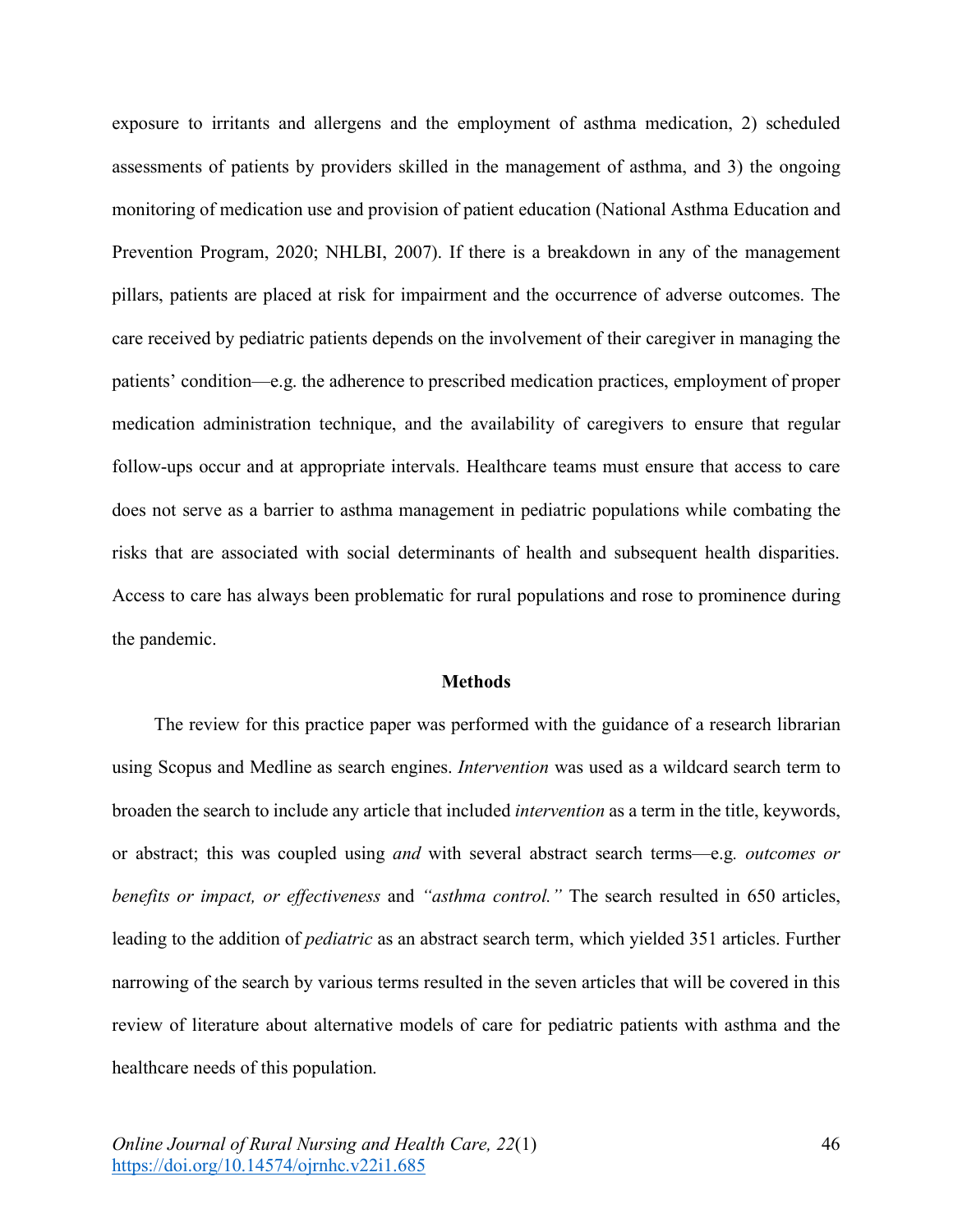exposure to irritants and allergens and the employment of asthma medication, 2) scheduled assessments of patients by providers skilled in the management of asthma, and 3) the ongoing monitoring of medication use and provision of patient education (National Asthma Education and Prevention Program, 2020; NHLBI, 2007). If there is a breakdown in any of the management pillars, patients are placed at risk for impairment and the occurrence of adverse outcomes. The care received by pediatric patients depends on the involvement of their caregiver in managing the patients' condition—e.g. the adherence to prescribed medication practices, employment of proper medication administration technique, and the availability of caregivers to ensure that regular follow-ups occur and at appropriate intervals. Healthcare teams must ensure that access to care does not serve as a barrier to asthma management in pediatric populations while combating the risks that are associated with social determinants of health and subsequent health disparities. Access to care has always been problematic for rural populations and rose to prominence during the pandemic.

## Methods

The review for this practice paper was performed with the guidance of a research librarian using Scopus and Medline as search engines. *Intervention* was used as a wildcard search term to broaden the search to include any article that included *intervention* as a term in the title, keywords, or abstract; this was coupled using *and* with several abstract search terms—e.g. *outcomes or benefits or impact, or effectiveness* and *"asthma control."* The search resulted in 650 articles, leading to the addition of *pediatric* as an abstract search term, which yielded 351 articles. Further narrowing of the search by various terms resulted in the seven articles that will be covered in this review of literature about alternative models of care for pediatric patients with asthma and the healthcare needs of this population.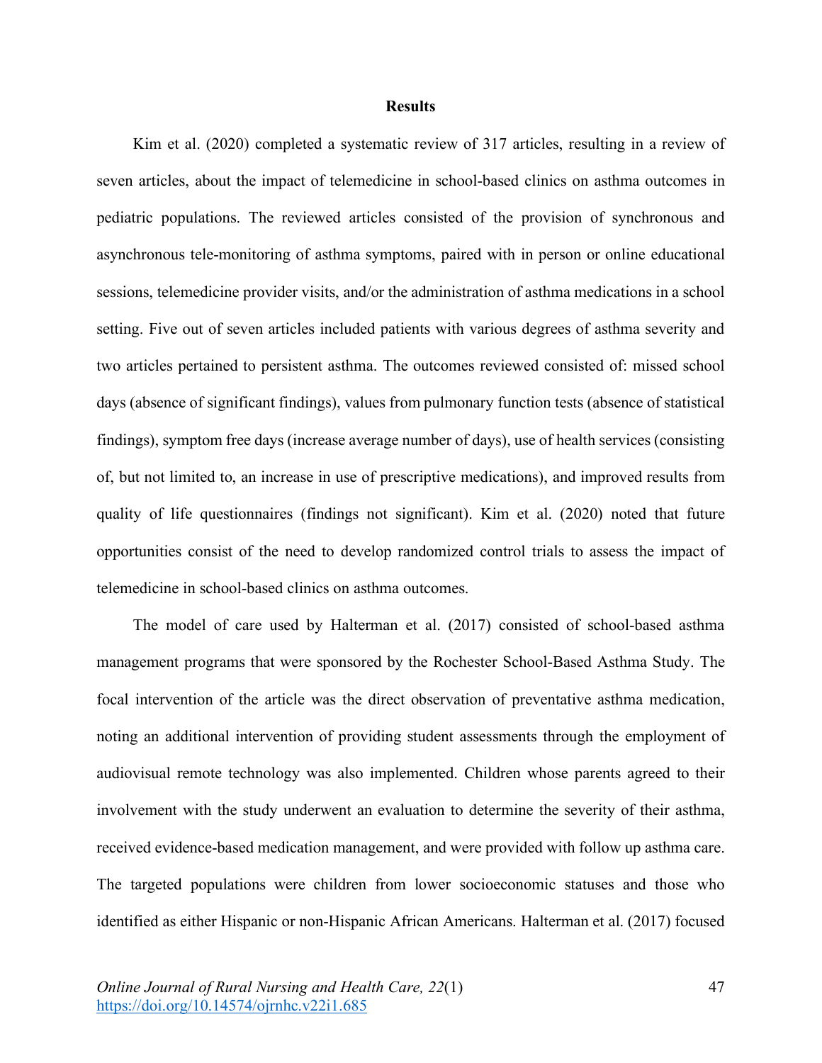## Results

Kim et al. (2020) completed a systematic review of 317 articles, resulting in a review of seven articles, about the impact of telemedicine in school-based clinics on asthma outcomes in pediatric populations. The reviewed articles consisted of the provision of synchronous and asynchronous tele-monitoring of asthma symptoms, paired with in person or online educational sessions, telemedicine provider visits, and/or the administration of asthma medications in a school setting. Five out of seven articles included patients with various degrees of asthma severity and two articles pertained to persistent asthma. The outcomes reviewed consisted of: missed school days (absence of significant findings), values from pulmonary function tests (absence of statistical findings), symptom free days (increase average number of days), use of health services (consisting of, but not limited to, an increase in use of prescriptive medications), and improved results from quality of life questionnaires (findings not significant). Kim et al. (2020) noted that future opportunities consist of the need to develop randomized control trials to assess the impact of telemedicine in school-based clinics on asthma outcomes.

The model of care used by Halterman et al. (2017) consisted of school-based asthma management programs that were sponsored by the Rochester School-Based Asthma Study. The focal intervention of the article was the direct observation of preventative asthma medication, noting an additional intervention of providing student assessments through the employment of audiovisual remote technology was also implemented. Children whose parents agreed to their involvement with the study underwent an evaluation to determine the severity of their asthma, received evidence-based medication management, and were provided with follow up asthma care. The targeted populations were children from lower socioeconomic statuses and those who identified as either Hispanic or non-Hispanic African Americans. Halterman et al. (2017) focused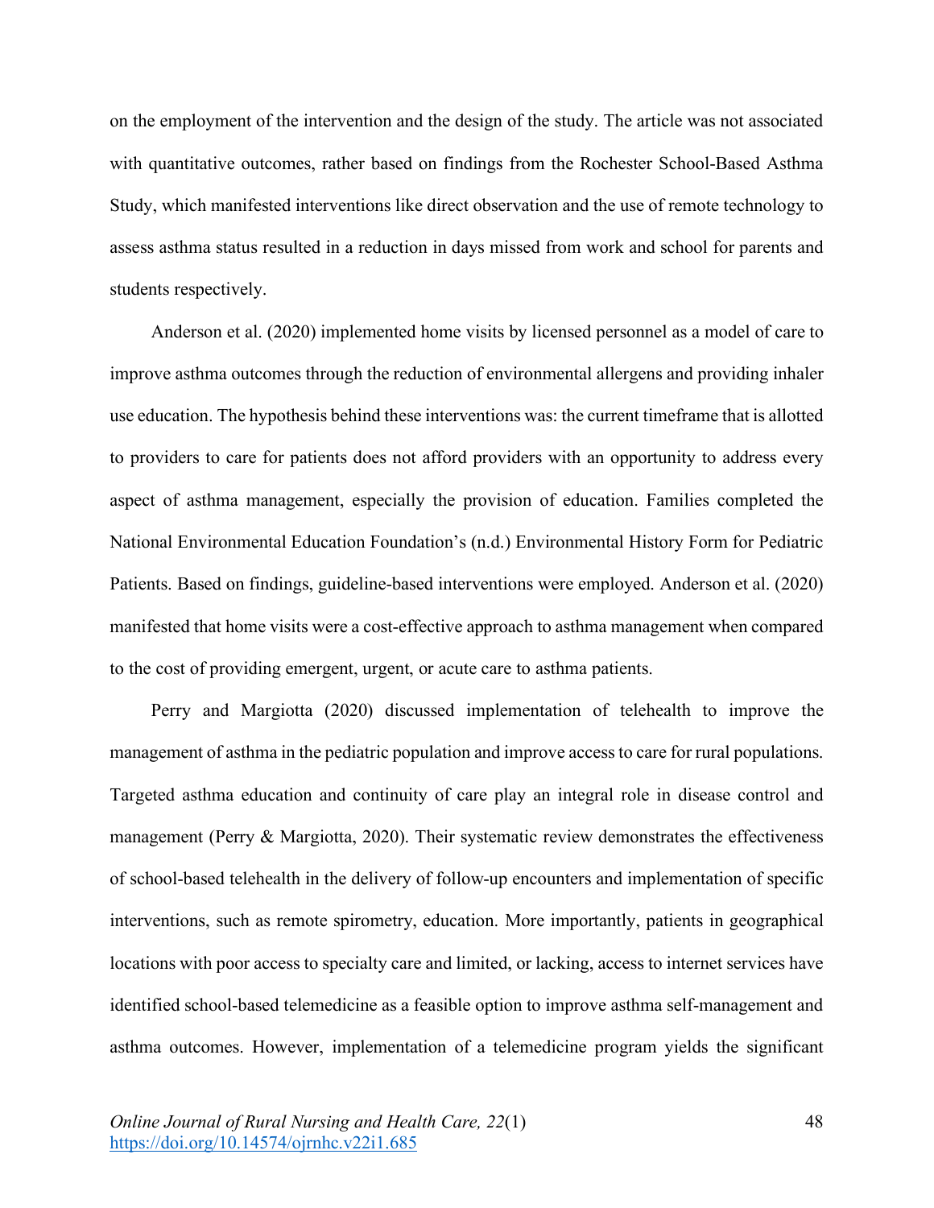on the employment of the intervention and the design of the study. The article was not associated with quantitative outcomes, rather based on findings from the Rochester School-Based Asthma Study, which manifested interventions like direct observation and the use of remote technology to assess asthma status resulted in a reduction in days missed from work and school for parents and students respectively.

Anderson et al. (2020) implemented home visits by licensed personnel as a model of care to improve asthma outcomes through the reduction of environmental allergens and providing inhaler use education. The hypothesis behind these interventions was: the current timeframe that is allotted to providers to care for patients does not afford providers with an opportunity to address every aspect of asthma management, especially the provision of education. Families completed the National Environmental Education Foundation's (n.d.) Environmental History Form for Pediatric Patients. Based on findings, guideline-based interventions were employed. Anderson et al. (2020) manifested that home visits were a cost-effective approach to asthma management when compared to the cost of providing emergent, urgent, or acute care to asthma patients.

Perry and Margiotta (2020) discussed implementation of telehealth to improve the management of asthma in the pediatric population and improve access to care for rural populations. Targeted asthma education and continuity of care play an integral role in disease control and management (Perry & Margiotta, 2020). Their systematic review demonstrates the effectiveness of school-based telehealth in the delivery of follow-up encounters and implementation of specific interventions, such as remote spirometry, education. More importantly, patients in geographical locations with poor access to specialty care and limited, or lacking, access to internet services have identified school-based telemedicine as a feasible option to improve asthma self-management and asthma outcomes. However, implementation of a telemedicine program yields the significant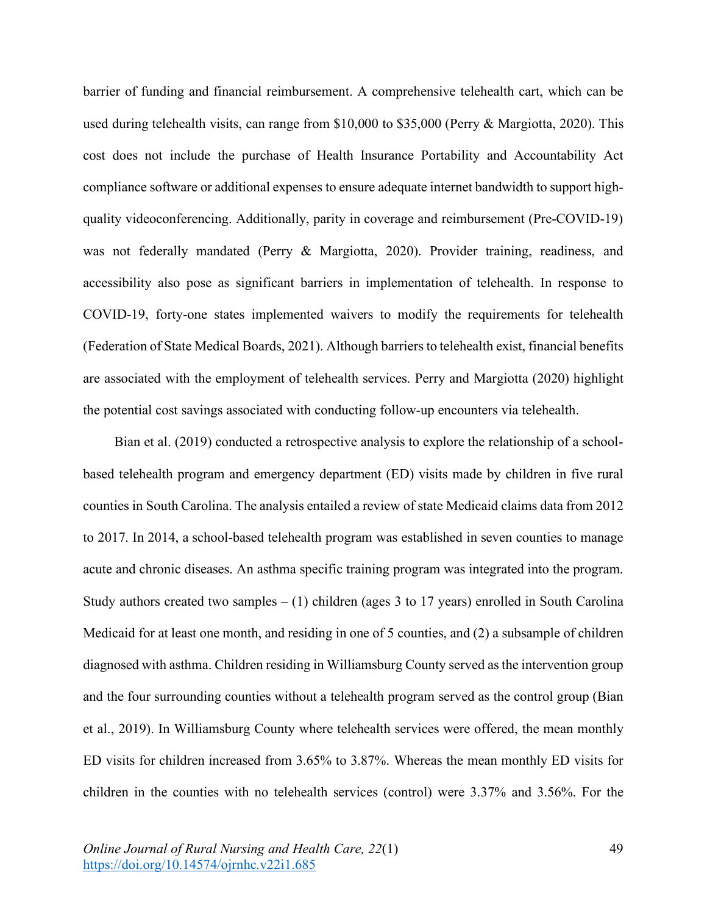barrier of funding and financial reimbursement. A comprehensive telehealth cart, which can be used during telehealth visits, can range from $10,000 to $35,000 (Perry & Margiotta, 2020). This cost does not include the purchase of Health Insurance Portability and Accountability Act compliance software or additional expenses to ensure adequate internet bandwidth to support high-quality videoconferencing. Additionally, parity in coverage and reimbursement (Pre-COVID-19) was not federally mandated (Perry & Margiotta, 2020). Provider training, readiness, and accessibility also pose as significant barriers in implementation of telehealth. In response to COVID-19, forty-one states implemented waivers to modify the requirements for telehealth (Federation of State Medical Boards, 2021). Although barriers to telehealth exist, financial benefits are associated with the employment of telehealth services. Perry and Margiotta (2020) highlight the potential cost savings associated with conducting follow-up encounters via telehealth.

Bian et al. (2019) conducted a retrospective analysis to explore the relationship of a school-based telehealth program and emergency department (ED) visits made by children in five rural counties in South Carolina. The analysis entailed a review of state Medicaid claims data from 2012 to 2017. In 2014, a school-based telehealth program was established in seven counties to manage acute and chronic diseases. An asthma specific training program was integrated into the program. Study authors created two samples – (1) children (ages 3 to 17 years) enrolled in South Carolina Medicaid for at least one month, and residing in one of 5 counties, and (2) a subsample of children diagnosed with asthma. Children residing in Williamsburg County served as the intervention group and the four surrounding counties without a telehealth program served as the control group (Bian et al., 2019). In Williamsburg County where telehealth services were offered, the mean monthly ED visits for children increased from 3.65% to 3.87%. Whereas the mean monthly ED visits for children in the counties with no telehealth services (control) were 3.37% and 3.56%. For the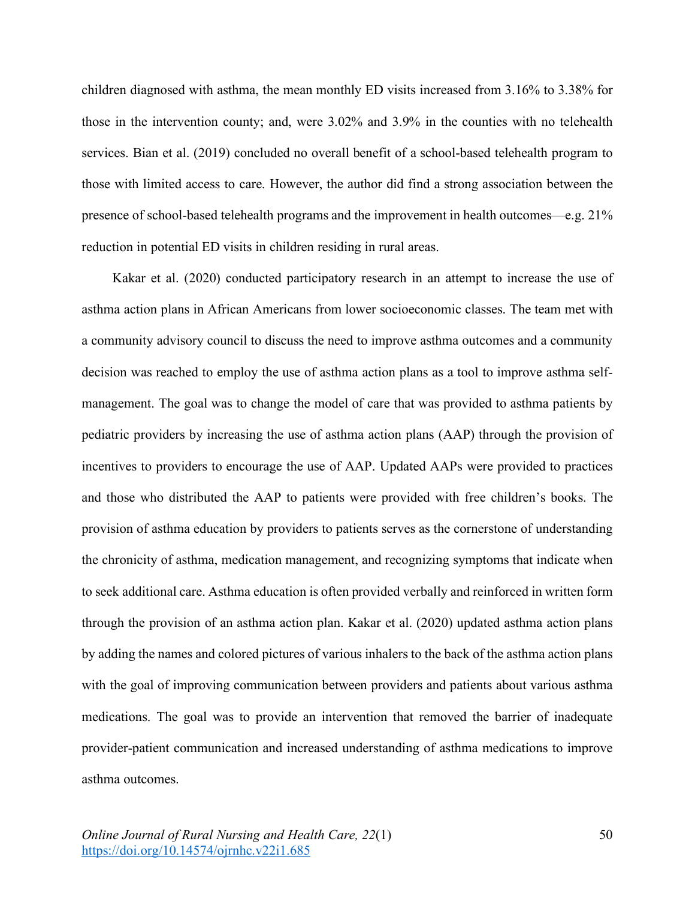children diagnosed with asthma, the mean monthly ED visits increased from 3.16% to 3.38% for those in the intervention county; and, were 3.02% and 3.9% in the counties with no telehealth services. Bian et al. (2019) concluded no overall benefit of a school-based telehealth program to those with limited access to care. However, the author did find a strong association between the presence of school-based telehealth programs and the improvement in health outcomes—e.g. 21% reduction in potential ED visits in children residing in rural areas.

Kakar et al. (2020) conducted participatory research in an attempt to increase the use of asthma action plans in African Americans from lower socioeconomic classes. The team met with a community advisory council to discuss the need to improve asthma outcomes and a community decision was reached to employ the use of asthma action plans as a tool to improve asthma self-management. The goal was to change the model of care that was provided to asthma patients by pediatric providers by increasing the use of asthma action plans (AAP) through the provision of incentives to providers to encourage the use of AAP. Updated AAPs were provided to practices and those who distributed the AAP to patients were provided with free children's books. The provision of asthma education by providers to patients serves as the cornerstone of understanding the chronicity of asthma, medication management, and recognizing symptoms that indicate when to seek additional care. Asthma education is often provided verbally and reinforced in written form through the provision of an asthma action plan. Kakar et al. (2020) updated asthma action plans by adding the names and colored pictures of various inhalers to the back of the asthma action plans with the goal of improving communication between providers and patients about various asthma medications. The goal was to provide an intervention that removed the barrier of inadequate provider-patient communication and increased understanding of asthma medications to improve asthma outcomes.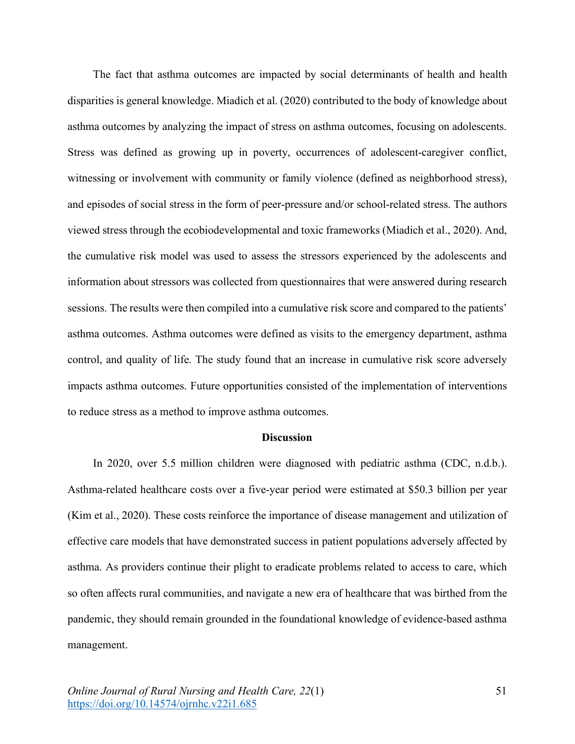The fact that asthma outcomes are impacted by social determinants of health and health disparities is general knowledge. Miadich et al. (2020) contributed to the body of knowledge about asthma outcomes by analyzing the impact of stress on asthma outcomes, focusing on adolescents. Stress was defined as growing up in poverty, occurrences of adolescent-caregiver conflict, witnessing or involvement with community or family violence (defined as neighborhood stress), and episodes of social stress in the form of peer-pressure and/or school-related stress. The authors viewed stress through the ecobiodevelopmental and toxic frameworks (Miadich et al., 2020). And, the cumulative risk model was used to assess the stressors experienced by the adolescents and information about stressors was collected from questionnaires that were answered during research sessions. The results were then compiled into a cumulative risk score and compared to the patients' asthma outcomes. Asthma outcomes were defined as visits to the emergency department, asthma control, and quality of life. The study found that an increase in cumulative risk score adversely impacts asthma outcomes. Future opportunities consisted of the implementation of interventions to reduce stress as a method to improve asthma outcomes.

## Discussion

In 2020, over 5.5 million children were diagnosed with pediatric asthma (CDC, n.d.b.). Asthma-related healthcare costs over a five-year period were estimated at $50.3 billion per year (Kim et al., 2020). These costs reinforce the importance of disease management and utilization of effective care models that have demonstrated success in patient populations adversely affected by asthma. As providers continue their plight to eradicate problems related to access to care, which so often affects rural communities, and navigate a new era of healthcare that was birthed from the pandemic, they should remain grounded in the foundational knowledge of evidence-based asthma management.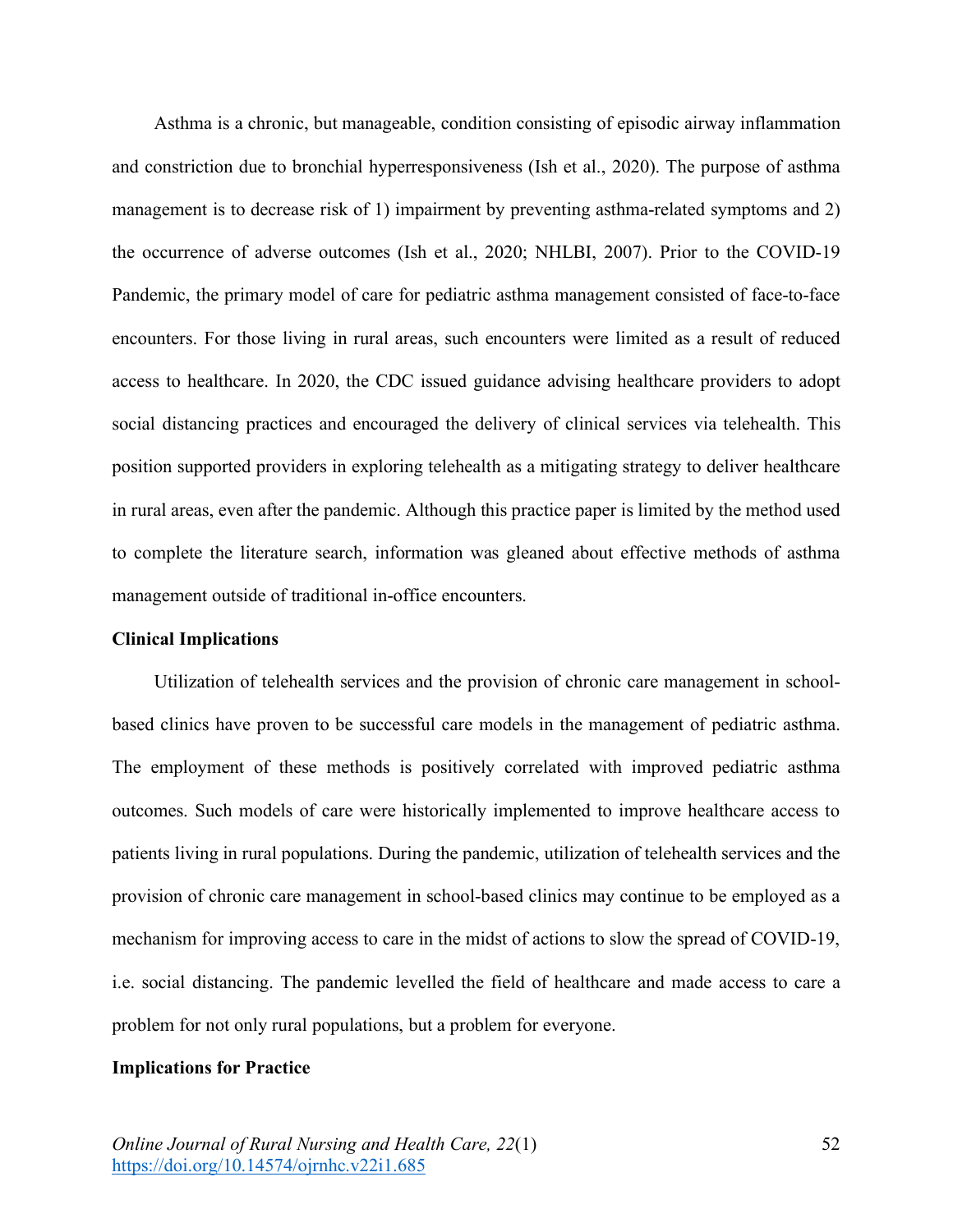Asthma is a chronic, but manageable, condition consisting of episodic airway inflammation and constriction due to bronchial hyperresponsiveness (Ish et al., 2020). The purpose of asthma management is to decrease risk of 1) impairment by preventing asthma-related symptoms and 2) the occurrence of adverse outcomes (Ish et al., 2020; NHLBI, 2007). Prior to the COVID-19 Pandemic, the primary model of care for pediatric asthma management consisted of face-to-face encounters. For those living in rural areas, such encounters were limited as a result of reduced access to healthcare. In 2020, the CDC issued guidance advising healthcare providers to adopt social distancing practices and encouraged the delivery of clinical services via telehealth. This position supported providers in exploring telehealth as a mitigating strategy to deliver healthcare in rural areas, even after the pandemic. Although this practice paper is limited by the method used to complete the literature search, information was gleaned about effective methods of asthma management outside of traditional in-office encounters.

## Clinical Implications

Utilization of telehealth services and the provision of chronic care management in school-based clinics have proven to be successful care models in the management of pediatric asthma. The employment of these methods is positively correlated with improved pediatric asthma outcomes. Such models of care were historically implemented to improve healthcare access to patients living in rural populations. During the pandemic, utilization of telehealth services and the provision of chronic care management in school-based clinics may continue to be employed as a mechanism for improving access to care in the midst of actions to slow the spread of COVID-19, i.e. social distancing. The pandemic levelled the field of healthcare and made access to care a problem for not only rural populations, but a problem for everyone.

## Implications for Practice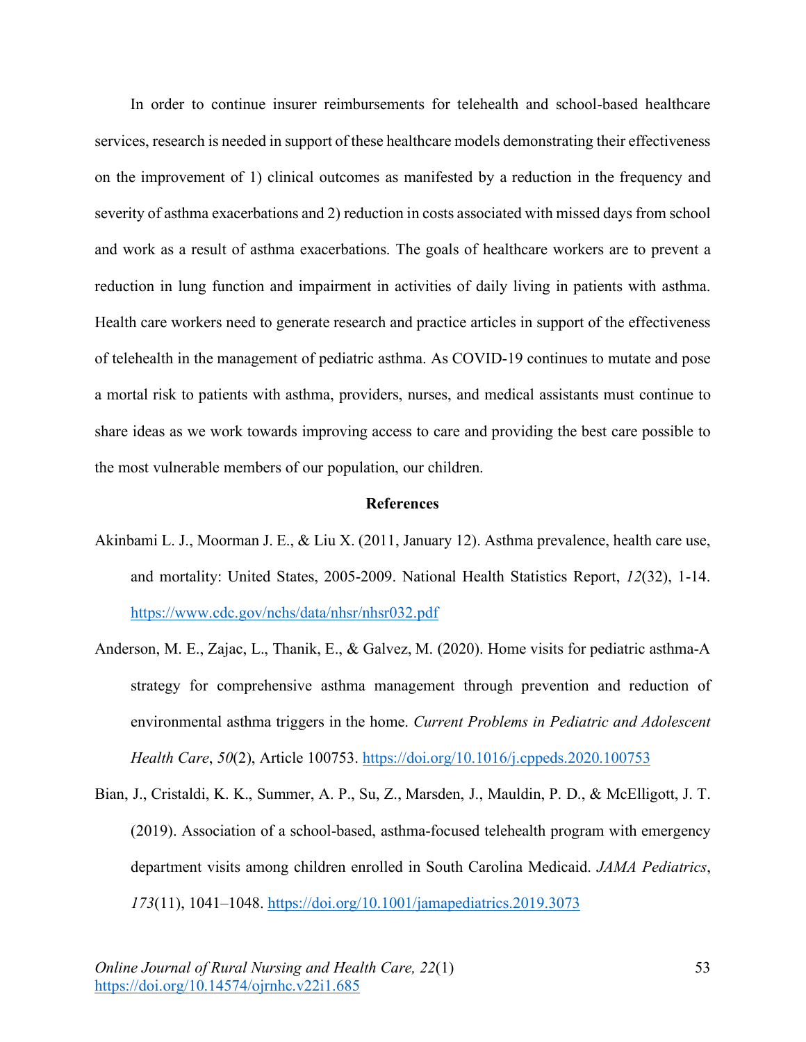In order to continue insurer reimbursements for telehealth and school-based healthcare services, research is needed in support of these healthcare models demonstrating their effectiveness on the improvement of 1) clinical outcomes as manifested by a reduction in the frequency and severity of asthma exacerbations and 2) reduction in costs associated with missed days from school and work as a result of asthma exacerbations. The goals of healthcare workers are to prevent a reduction in lung function and impairment in activities of daily living in patients with asthma. Health care workers need to generate research and practice articles in support of the effectiveness of telehealth in the management of pediatric asthma. As COVID-19 continues to mutate and pose a mortal risk to patients with asthma, providers, nurses, and medical assistants must continue to share ideas as we work towards improving access to care and providing the best care possible to the most vulnerable members of our population, our children.

## References

Akinbami L. J., Moorman J. E., & Liu X. (2011, January 12). Asthma prevalence, health care use, and mortality: United States, 2005-2009. National Health Statistics Report, *12*(32), 1-14. https://www.cdc.gov/nchs/data/nhsr/nhsr032.pdf

Anderson, M. E., Zajac, L., Thanik, E., & Galvez, M. (2020). Home visits for pediatric asthma-A strategy for comprehensive asthma management through prevention and reduction of environmental asthma triggers in the home. *Current Problems in Pediatric and Adolescent Health Care*, *50*(2), Article 100753. https://doi.org/10.1016/j.cppeds.2020.100753

Bian, J., Cristaldi, K. K., Summer, A. P., Su, Z., Marsden, J., Mauldin, P. D., & McElligott, J. T. (2019). Association of a school-based, asthma-focused telehealth program with emergency department visits among children enrolled in South Carolina Medicaid. *JAMA Pediatrics*, *173*(11), 1041–1048. https://doi.org/10.1001/jamapediatrics.2019.3073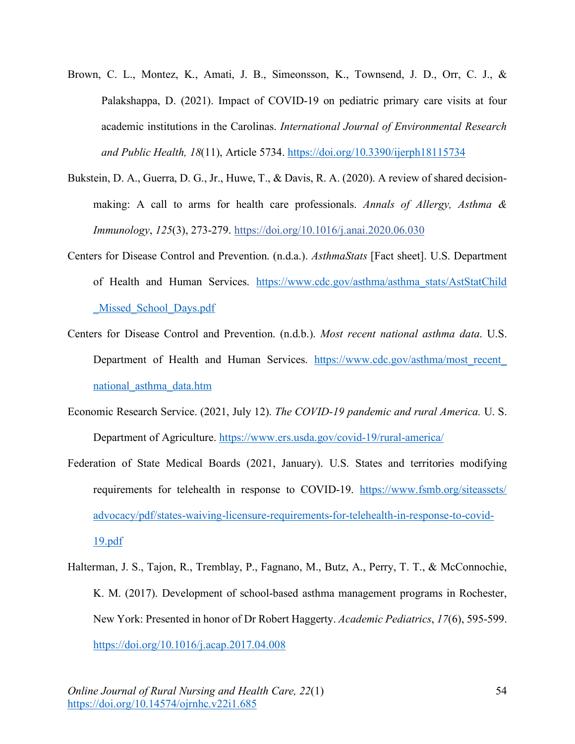Brown, C. L., Montez, K., Amati, J. B., Simeonsson, K., Townsend, J. D., Orr, C. J., & Palakshappa, D. (2021). Impact of COVID-19 on pediatric primary care visits at four academic institutions in the Carolinas. *International Journal of Environmental Research and Public Health, 18*(11), Article 5734. https://doi.org/10.3390/ijerph18115734

Bukstein, D. A., Guerra, D. G., Jr., Huwe, T., & Davis, R. A. (2020). A review of shared decision-making: A call to arms for health care professionals. *Annals of Allergy, Asthma & Immunology*, *125*(3), 273-279. https://doi.org/10.1016/j.anai.2020.06.030

Centers for Disease Control and Prevention. (n.d.a.). *AsthmaStats* [Fact sheet]. U.S. Department of Health and Human Services. https://www.cdc.gov/asthma/asthma_stats/AstStatChild_Missed_School_Days.pdf

Centers for Disease Control and Prevention. (n.d.b.). *Most recent national asthma data*. U.S. Department of Health and Human Services. https://www.cdc.gov/asthma/most_recent_national_asthma_data.htm

Economic Research Service. (2021, July 12). *The COVID-19 pandemic and rural America.* U. S. Department of Agriculture. https://www.ers.usda.gov/covid-19/rural-america/

Federation of State Medical Boards (2021, January). U.S. States and territories modifying requirements for telehealth in response to COVID-19. https://www.fsmb.org/siteassets/advocacy/pdf/states-waiving-licensure-requirements-for-telehealth-in-response-to-covid-19.pdf

Halterman, J. S., Tajon, R., Tremblay, P., Fagnano, M., Butz, A., Perry, T. T., & McConnochie, K. M. (2017). Development of school-based asthma management programs in Rochester, New York: Presented in honor of Dr Robert Haggerty. *Academic Pediatrics*, *17*(6), 595-599. https://doi.org/10.1016/j.acap.2017.04.008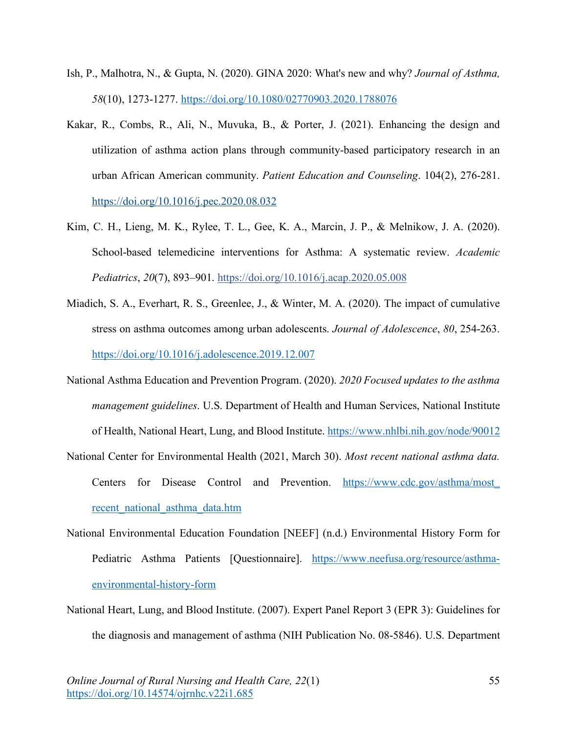Ish, P., Malhotra, N., & Gupta, N. (2020). GINA 2020: What's new and why? *Journal of Asthma, 58*(10), 1273-1277. https://doi.org/10.1080/02770903.2020.1788076

Kakar, R., Combs, R., Ali, N., Muvuka, B., & Porter, J. (2021). Enhancing the design and utilization of asthma action plans through community-based participatory research in an urban African American community. *Patient Education and Counseling*. 104(2), 276-281. https://doi.org/10.1016/j.pec.2020.08.032

Kim, C. H., Lieng, M. K., Rylee, T. L., Gee, K. A., Marcin, J. P., & Melnikow, J. A. (2020). School-based telemedicine interventions for Asthma: A systematic review. *Academic Pediatrics*, *20*(7), 893–901. https://doi.org/10.1016/j.acap.2020.05.008

Miadich, S. A., Everhart, R. S., Greenlee, J., & Winter, M. A. (2020). The impact of cumulative stress on asthma outcomes among urban adolescents. *Journal of Adolescence*, *80*, 254-263. https://doi.org/10.1016/j.adolescence.2019.12.007

National Asthma Education and Prevention Program. (2020). *2020 Focused updates to the asthma management guidelines*. U.S. Department of Health and Human Services, National Institute of Health, National Heart, Lung, and Blood Institute. https://www.nhlbi.nih.gov/node/90012

National Center for Environmental Health (2021, March 30). *Most recent national asthma data.* Centers for Disease Control and Prevention. https://www.cdc.gov/asthma/most_recent_national_asthma_data.htm

National Environmental Education Foundation [NEEF] (n.d.) Environmental History Form for Pediatric Asthma Patients [Questionnaire]. https://www.neefusa.org/resource/asthma-environmental-history-form

National Heart, Lung, and Blood Institute. (2007). Expert Panel Report 3 (EPR 3): Guidelines for the diagnosis and management of asthma (NIH Publication No. 08-5846). U.S. Department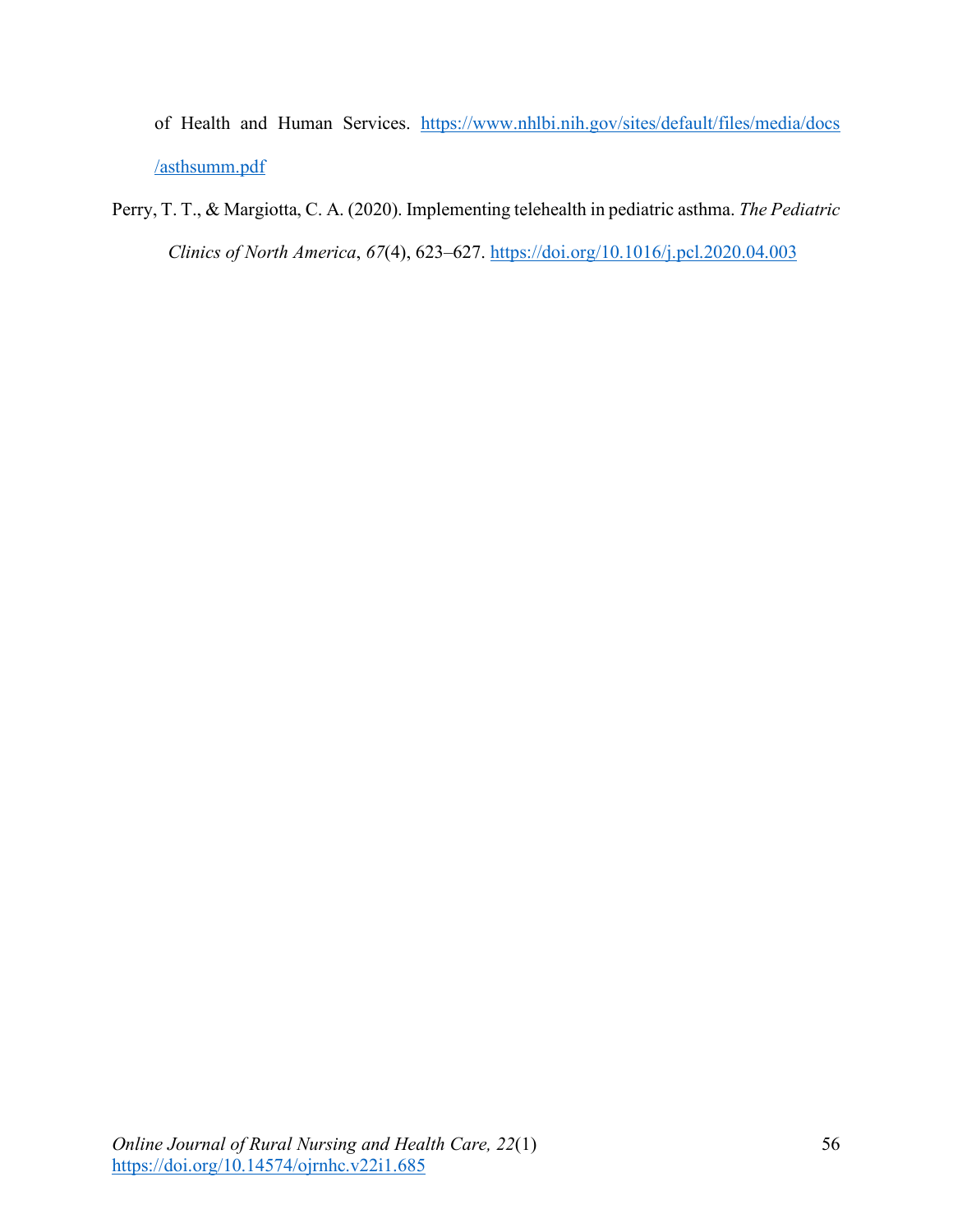of Health and Human Services. https://www.nhlbi.nih.gov/sites/default/files/media/docs/asthsumm.pdf

Perry, T. T., & Margiotta, C. A. (2020). Implementing telehealth in pediatric asthma. *The Pediatric Clinics of North America*, *67*(4), 623–627. https://doi.org/10.1016/j.pcl.2020.04.003